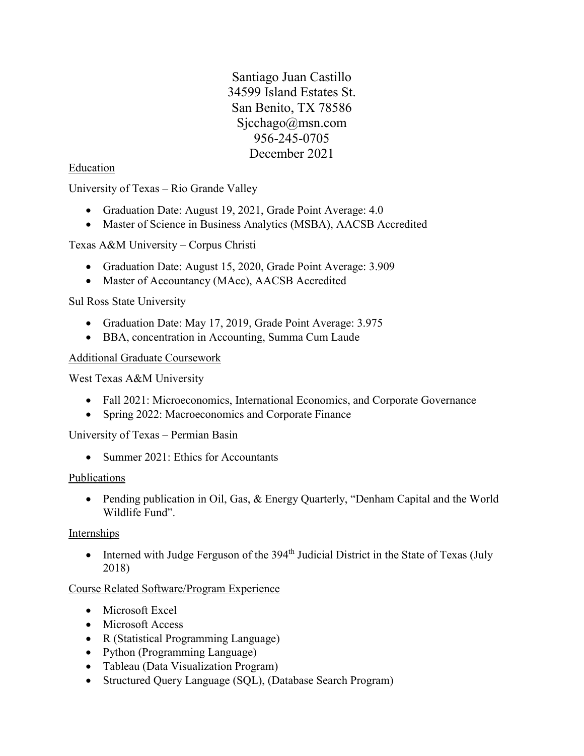Santiago Juan Castillo
34599 Island Estates St.
San Benito, TX 78586
Sjcchago@msn.com
956-245-0705
December 2021

## Education

University of Texas – Rio Grande Valley

- Graduation Date: August 19, 2021, Grade Point Average: 4.0
- Master of Science in Business Analytics (MSBA), AACSB Accredited

Texas A&M University – Corpus Christi

- Graduation Date: August 15, 2020, Grade Point Average: 3.909
- Master of Accountancy (MAcc), AACSB Accredited

Sul Ross State University

- Graduation Date: May 17, 2019, Grade Point Average: 3.975
- BBA, concentration in Accounting, Summa Cum Laude

## Additional Graduate Coursework

West Texas A&M University

- Fall 2021: Microeconomics, International Economics, and Corporate Governance
- Spring 2022: Macroeconomics and Corporate Finance

University of Texas – Permian Basin

- Summer 2021: Ethics for Accountants

## Publications

- Pending publication in Oil, Gas, & Energy Quarterly, "Denham Capital and the World Wildlife Fund".

## Internships

- Interned with Judge Ferguson of the 394th Judicial District in the State of Texas (July 2018)

## Course Related Software/Program Experience

- Microsoft Excel
- Microsoft Access
- R (Statistical Programming Language)
- Python (Programming Language)
- Tableau (Data Visualization Program)
- Structured Query Language (SQL), (Database Search Program)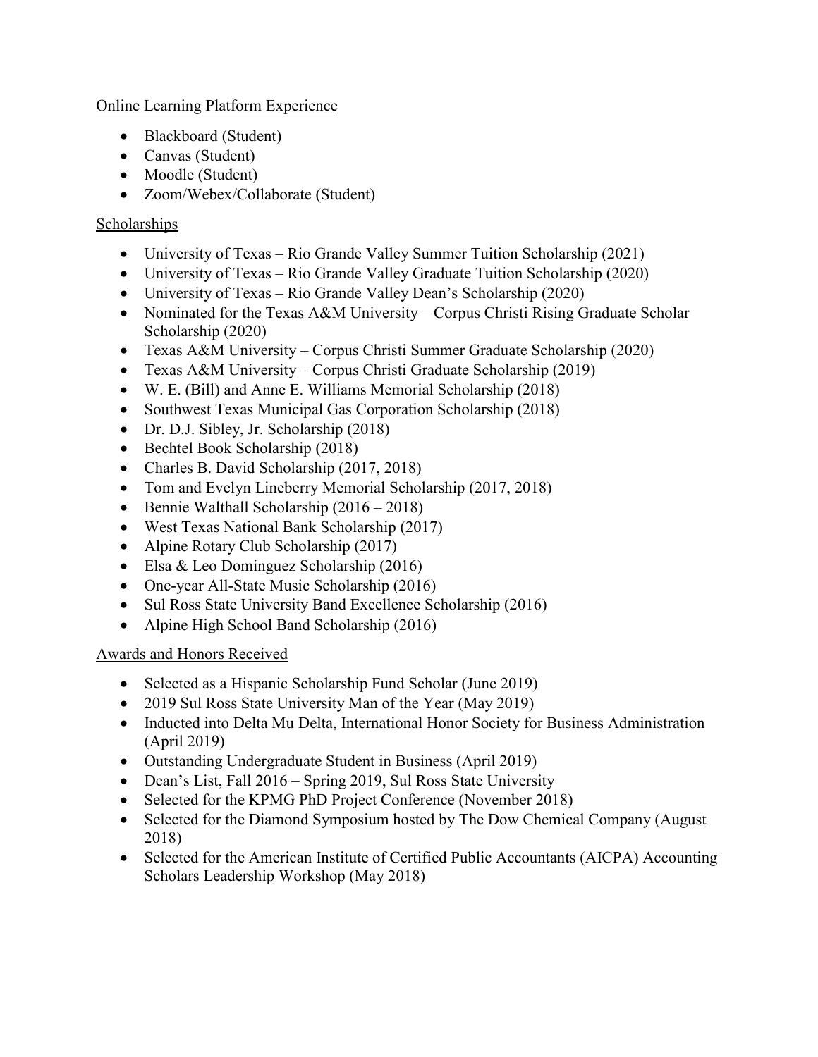## Online Learning Platform Experience

- Blackboard (Student)
- Canvas (Student)
- Moodle (Student)
- Zoom/Webex/Collaborate (Student)

## Scholarships

- University of Texas – Rio Grande Valley Summer Tuition Scholarship (2021)
- University of Texas – Rio Grande Valley Graduate Tuition Scholarship (2020)
- University of Texas – Rio Grande Valley Dean's Scholarship (2020)
- Nominated for the Texas A&M University – Corpus Christi Rising Graduate Scholar Scholarship (2020)
- Texas A&M University – Corpus Christi Summer Graduate Scholarship (2020)
- Texas A&M University – Corpus Christi Graduate Scholarship (2019)
- W. E. (Bill) and Anne E. Williams Memorial Scholarship (2018)
- Southwest Texas Municipal Gas Corporation Scholarship (2018)
- Dr. D.J. Sibley, Jr. Scholarship (2018)
- Bechtel Book Scholarship (2018)
- Charles B. David Scholarship (2017, 2018)
- Tom and Evelyn Lineberry Memorial Scholarship (2017, 2018)
- Bennie Walthall Scholarship (2016 – 2018)
- West Texas National Bank Scholarship (2017)
- Alpine Rotary Club Scholarship (2017)
- Elsa & Leo Dominguez Scholarship (2016)
- One-year All-State Music Scholarship (2016)
- Sul Ross State University Band Excellence Scholarship (2016)
- Alpine High School Band Scholarship (2016)

## Awards and Honors Received

- Selected as a Hispanic Scholarship Fund Scholar (June 2019)
- 2019 Sul Ross State University Man of the Year (May 2019)
- Inducted into Delta Mu Delta, International Honor Society for Business Administration (April 2019)
- Outstanding Undergraduate Student in Business (April 2019)
- Dean's List, Fall 2016 – Spring 2019, Sul Ross State University
- Selected for the KPMG PhD Project Conference (November 2018)
- Selected for the Diamond Symposium hosted by The Dow Chemical Company (August 2018)
- Selected for the American Institute of Certified Public Accountants (AICPA) Accounting Scholars Leadership Workshop (May 2018)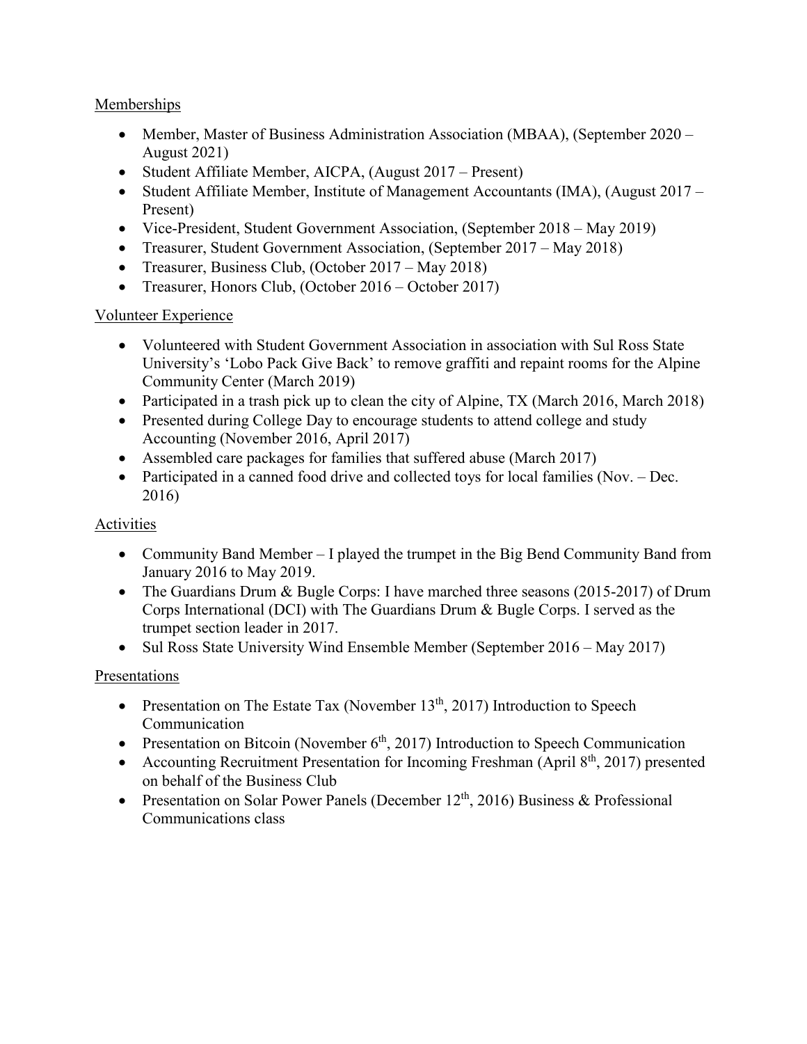## Memberships

- Member, Master of Business Administration Association (MBAA), (September 2020 – August 2021)
- Student Affiliate Member, AICPA, (August 2017 – Present)
- Student Affiliate Member, Institute of Management Accountants (IMA), (August 2017 – Present)
- Vice-President, Student Government Association, (September 2018 – May 2019)
- Treasurer, Student Government Association, (September 2017 – May 2018)
- Treasurer, Business Club, (October 2017 – May 2018)
- Treasurer, Honors Club, (October 2016 – October 2017)

## Volunteer Experience

- Volunteered with Student Government Association in association with Sul Ross State University's 'Lobo Pack Give Back' to remove graffiti and repaint rooms for the Alpine Community Center (March 2019)
- Participated in a trash pick up to clean the city of Alpine, TX (March 2016, March 2018)
- Presented during College Day to encourage students to attend college and study Accounting (November 2016, April 2017)
- Assembled care packages for families that suffered abuse (March 2017)
- Participated in a canned food drive and collected toys for local families (Nov. – Dec. 2016)

## Activities

- Community Band Member – I played the trumpet in the Big Bend Community Band from January 2016 to May 2019.
- The Guardians Drum & Bugle Corps: I have marched three seasons (2015-2017) of Drum Corps International (DCI) with The Guardians Drum & Bugle Corps. I served as the trumpet section leader in 2017.
- Sul Ross State University Wind Ensemble Member (September 2016 – May 2017)

## Presentations

- Presentation on The Estate Tax (November 13th, 2017) Introduction to Speech Communication
- Presentation on Bitcoin (November 6th, 2017) Introduction to Speech Communication
- Accounting Recruitment Presentation for Incoming Freshman (April 8th, 2017) presented on behalf of the Business Club
- Presentation on Solar Power Panels (December 12th, 2016) Business & Professional Communications class